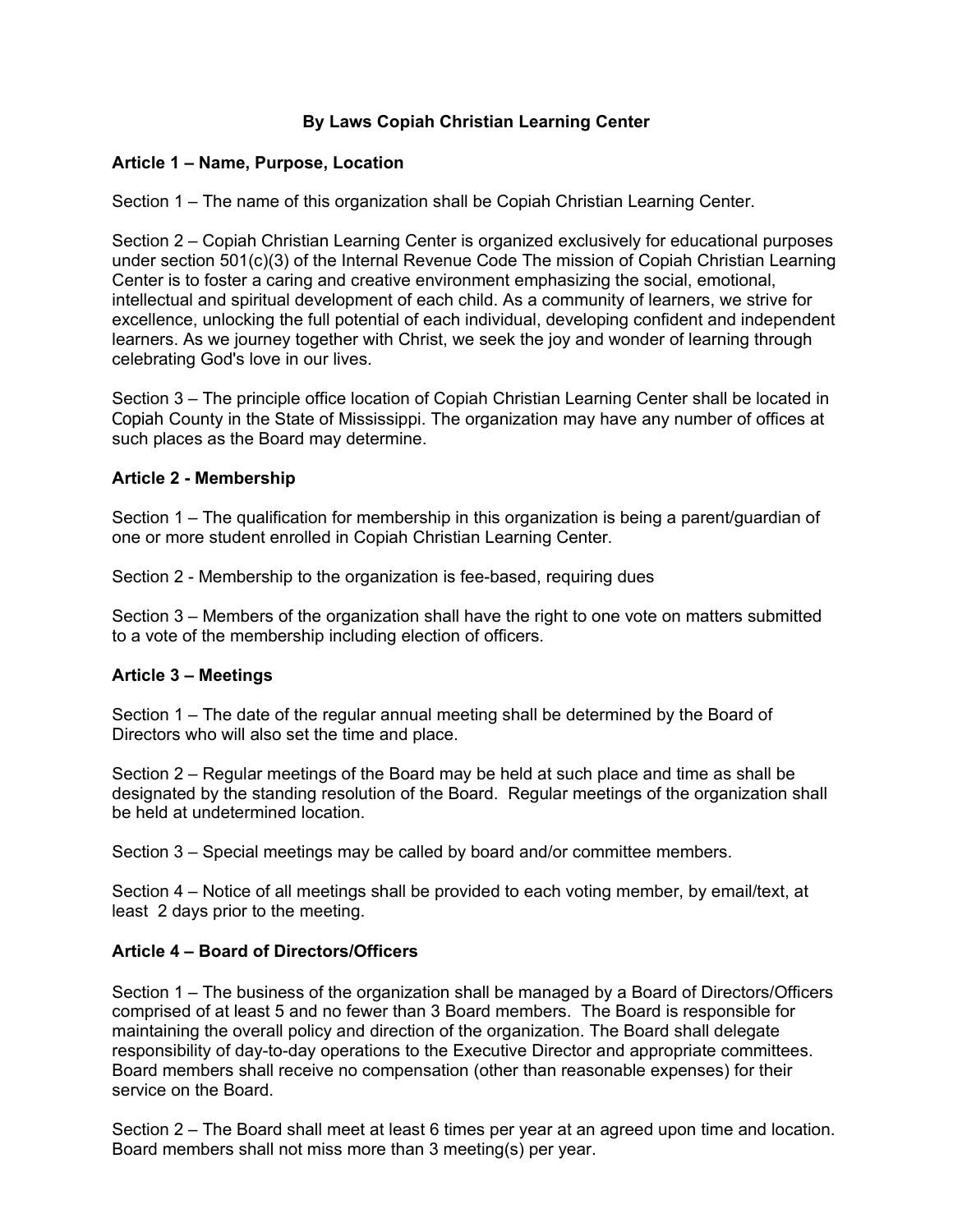# By Laws Copiah Christian Learning Center

## Article 1 – Name, Purpose, Location

Section 1 – The name of this organization shall be Copiah Christian Learning Center.

Section 2 – Copiah Christian Learning Center is organized exclusively for educational purposes under section 501(c)(3) of the Internal Revenue Code The mission of Copiah Christian Learning Center is to foster a caring and creative environment emphasizing the social, emotional, intellectual and spiritual development of each child. As a community of learners, we strive for excellence, unlocking the full potential of each individual, developing confident and independent learners. As we journey together with Christ, we seek the joy and wonder of learning through celebrating God's love in our lives.

Section 3 – The principle office location of Copiah Christian Learning Center shall be located in Copiah County in the State of Mississippi. The organization may have any number of offices at such places as the Board may determine.

## Article 2 - Membership

Section 1 – The qualification for membership in this organization is being a parent/guardian of one or more student enrolled in Copiah Christian Learning Center.

Section 2 - Membership to the organization is fee-based, requiring dues

Section 3 – Members of the organization shall have the right to one vote on matters submitted to a vote of the membership including election of officers.

## Article 3 – Meetings

Section 1 – The date of the regular annual meeting shall be determined by the Board of Directors who will also set the time and place.

Section 2 – Regular meetings of the Board may be held at such place and time as shall be designated by the standing resolution of the Board. Regular meetings of the organization shall be held at undetermined location.

Section 3 – Special meetings may be called by board and/or committee members.

Section 4 – Notice of all meetings shall be provided to each voting member, by email/text, at least 2 days prior to the meeting.

## Article 4 – Board of Directors/Officers

Section 1 – The business of the organization shall be managed by a Board of Directors/Officers comprised of at least 5 and no fewer than 3 Board members. The Board is responsible for maintaining the overall policy and direction of the organization. The Board shall delegate responsibility of day-to-day operations to the Executive Director and appropriate committees. Board members shall receive no compensation (other than reasonable expenses) for their service on the Board.

Section 2 – The Board shall meet at least 6 times per year at an agreed upon time and location. Board members shall not miss more than 3 meeting(s) per year.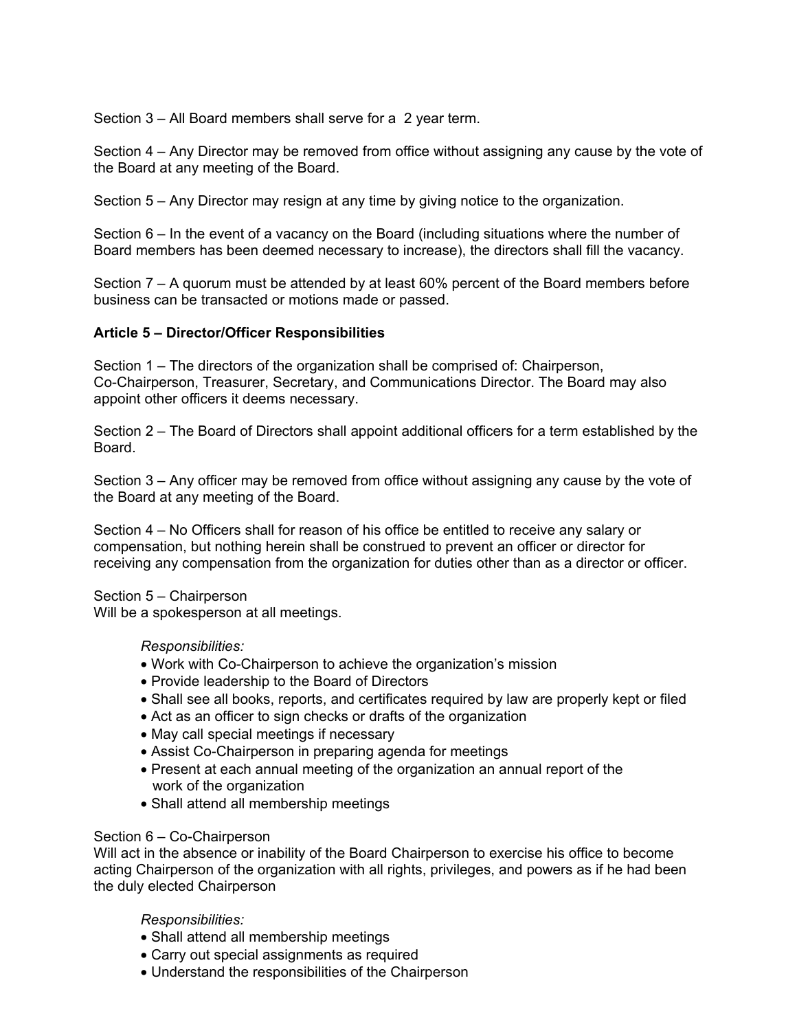Section 3 – All Board members shall serve for a 2 year term.

Section 4 – Any Director may be removed from office without assigning any cause by the vote of the Board at any meeting of the Board.

Section 5 – Any Director may resign at any time by giving notice to the organization.

Section 6 – In the event of a vacancy on the Board (including situations where the number of Board members has been deemed necessary to increase), the directors shall fill the vacancy.

Section 7 – A quorum must be attended by at least 60% percent of the Board members before business can be transacted or motions made or passed.

**Article 5 – Director/Officer Responsibilities**

Section 1 – The directors of the organization shall be comprised of: Chairperson, Co-Chairperson, Treasurer, Secretary, and Communications Director. The Board may also appoint other officers it deems necessary.

Section 2 – The Board of Directors shall appoint additional officers for a term established by the Board.

Section 3 – Any officer may be removed from office without assigning any cause by the vote of the Board at any meeting of the Board.

Section 4 – No Officers shall for reason of his office be entitled to receive any salary or compensation, but nothing herein shall be construed to prevent an officer or director for receiving any compensation from the organization for duties other than as a director or officer.

Section 5 – Chairperson
Will be a spokesperson at all meetings.

*Responsibilities:*

- Work with Co-Chairperson to achieve the organization's mission
- Provide leadership to the Board of Directors
- Shall see all books, reports, and certificates required by law are properly kept or filed
- Act as an officer to sign checks or drafts of the organization
- May call special meetings if necessary
- Assist Co-Chairperson in preparing agenda for meetings
- Present at each annual meeting of the organization an annual report of the work of the organization
- Shall attend all membership meetings

Section 6 – Co-Chairperson
Will act in the absence or inability of the Board Chairperson to exercise his office to become acting Chairperson of the organization with all rights, privileges, and powers as if he had been the duly elected Chairperson

*Responsibilities:*

- Shall attend all membership meetings
- Carry out special assignments as required
- Understand the responsibilities of the Chairperson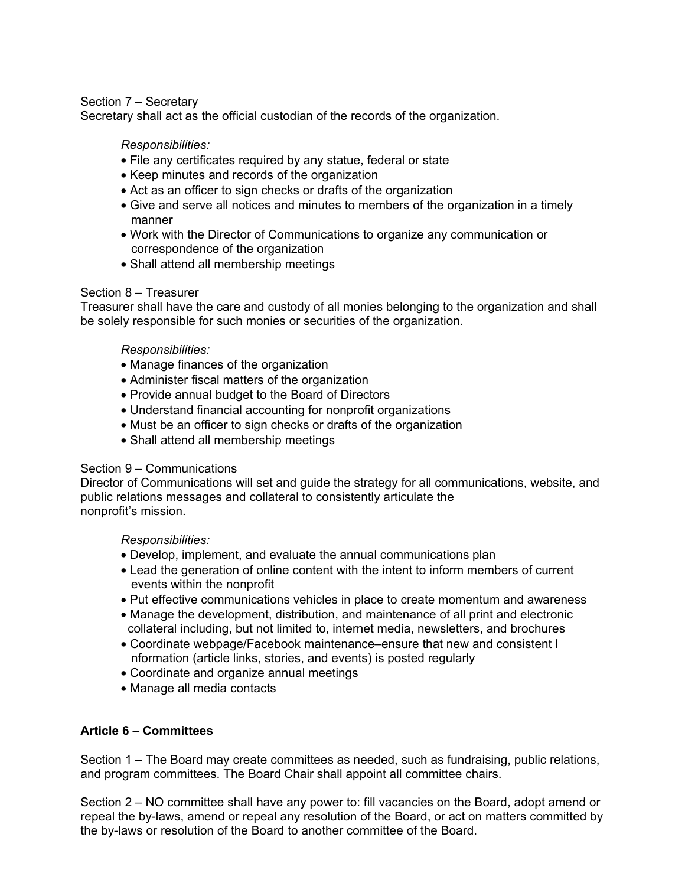Section 7 – Secretary
Secretary shall act as the official custodian of the records of the organization.

*Responsibilities:*

- File any certificates required by any statue, federal or state
- Keep minutes and records of the organization
- Act as an officer to sign checks or drafts of the organization
- Give and serve all notices and minutes to members of the organization in a timely manner
- Work with the Director of Communications to organize any communication or correspondence of the organization
- Shall attend all membership meetings

Section 8 – Treasurer
Treasurer shall have the care and custody of all monies belonging to the organization and shall be solely responsible for such monies or securities of the organization.

*Responsibilities:*

- Manage finances of the organization
- Administer fiscal matters of the organization
- Provide annual budget to the Board of Directors
- Understand financial accounting for nonprofit organizations
- Must be an officer to sign checks or drafts of the organization
- Shall attend all membership meetings

Section 9 – Communications
Director of Communications will set and guide the strategy for all communications, website, and public relations messages and collateral to consistently articulate the nonprofit's mission.

*Responsibilities:*

- Develop, implement, and evaluate the annual communications plan
- Lead the generation of online content with the intent to inform members of current events within the nonprofit
- Put effective communications vehicles in place to create momentum and awareness
- Manage the development, distribution, and maintenance of all print and electronic collateral including, but not limited to, internet media, newsletters, and brochures
- Coordinate webpage/Facebook maintenance–ensure that new and consistent I nformation (article links, stories, and events) is posted regularly
- Coordinate and organize annual meetings
- Manage all media contacts

**Article 6 – Committees**

Section 1 – The Board may create committees as needed, such as fundraising, public relations, and program committees. The Board Chair shall appoint all committee chairs.

Section 2 – NO committee shall have any power to: fill vacancies on the Board, adopt amend or repeal the by-laws, amend or repeal any resolution of the Board, or act on matters committed by the by-laws or resolution of the Board to another committee of the Board.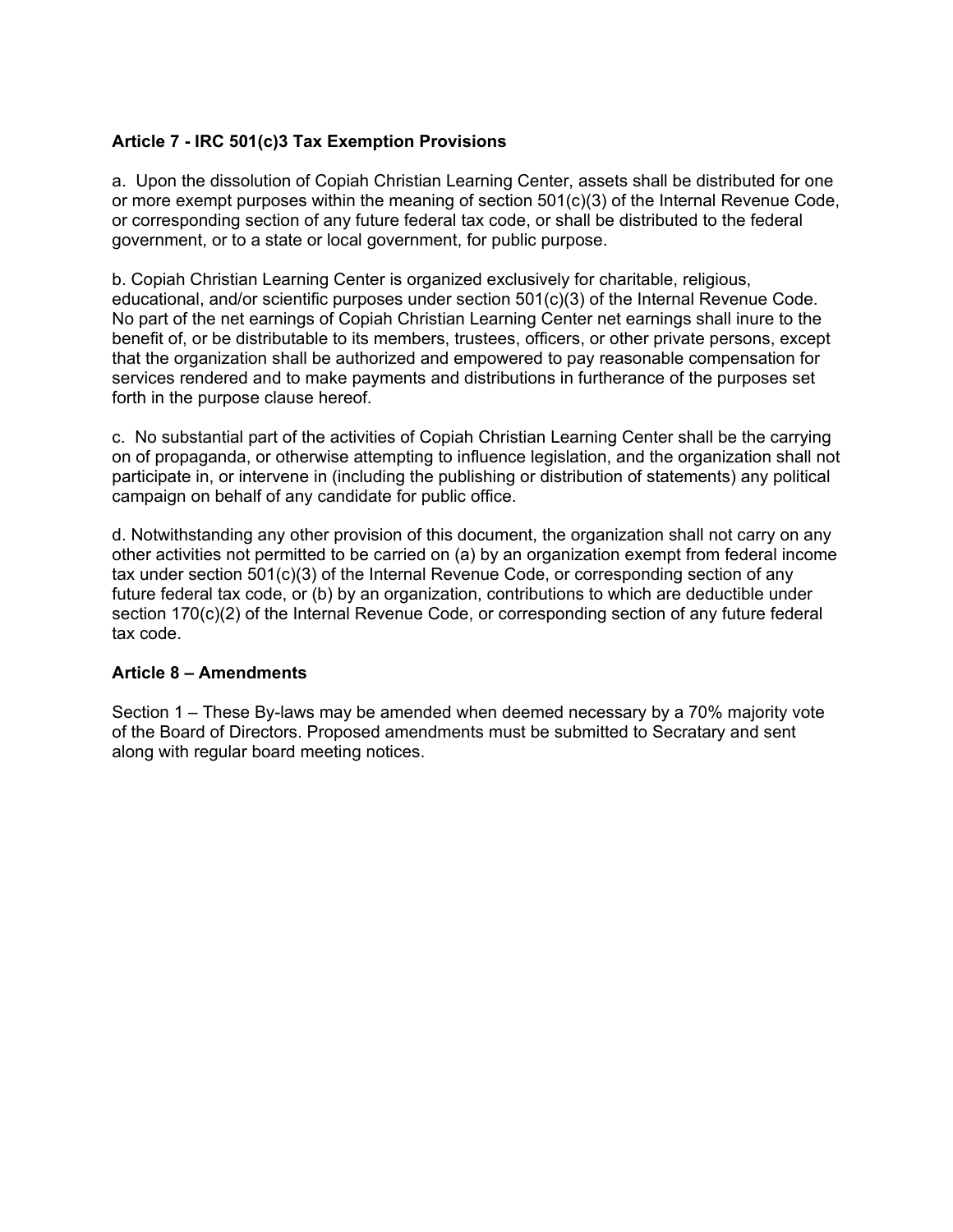**Article 7 - IRC 501(c)3 Tax Exemption Provisions**

a. Upon the dissolution of Copiah Christian Learning Center, assets shall be distributed for one or more exempt purposes within the meaning of section 501(c)(3) of the Internal Revenue Code, or corresponding section of any future federal tax code, or shall be distributed to the federal government, or to a state or local government, for public purpose.

b. Copiah Christian Learning Center is organized exclusively for charitable, religious, educational, and/or scientific purposes under section 501(c)(3) of the Internal Revenue Code. No part of the net earnings of Copiah Christian Learning Center net earnings shall inure to the benefit of, or be distributable to its members, trustees, officers, or other private persons, except that the organization shall be authorized and empowered to pay reasonable compensation for services rendered and to make payments and distributions in furtherance of the purposes set forth in the purpose clause hereof.

c. No substantial part of the activities of Copiah Christian Learning Center shall be the carrying on of propaganda, or otherwise attempting to influence legislation, and the organization shall not participate in, or intervene in (including the publishing or distribution of statements) any political campaign on behalf of any candidate for public office.

d. Notwithstanding any other provision of this document, the organization shall not carry on any other activities not permitted to be carried on (a) by an organization exempt from federal income tax under section 501(c)(3) of the Internal Revenue Code, or corresponding section of any future federal tax code, or (b) by an organization, contributions to which are deductible under section 170(c)(2) of the Internal Revenue Code, or corresponding section of any future federal tax code.

**Article 8 – Amendments**

Section 1 – These By-laws may be amended when deemed necessary by a 70% majority vote of the Board of Directors. Proposed amendments must be submitted to Secratary and sent along with regular board meeting notices.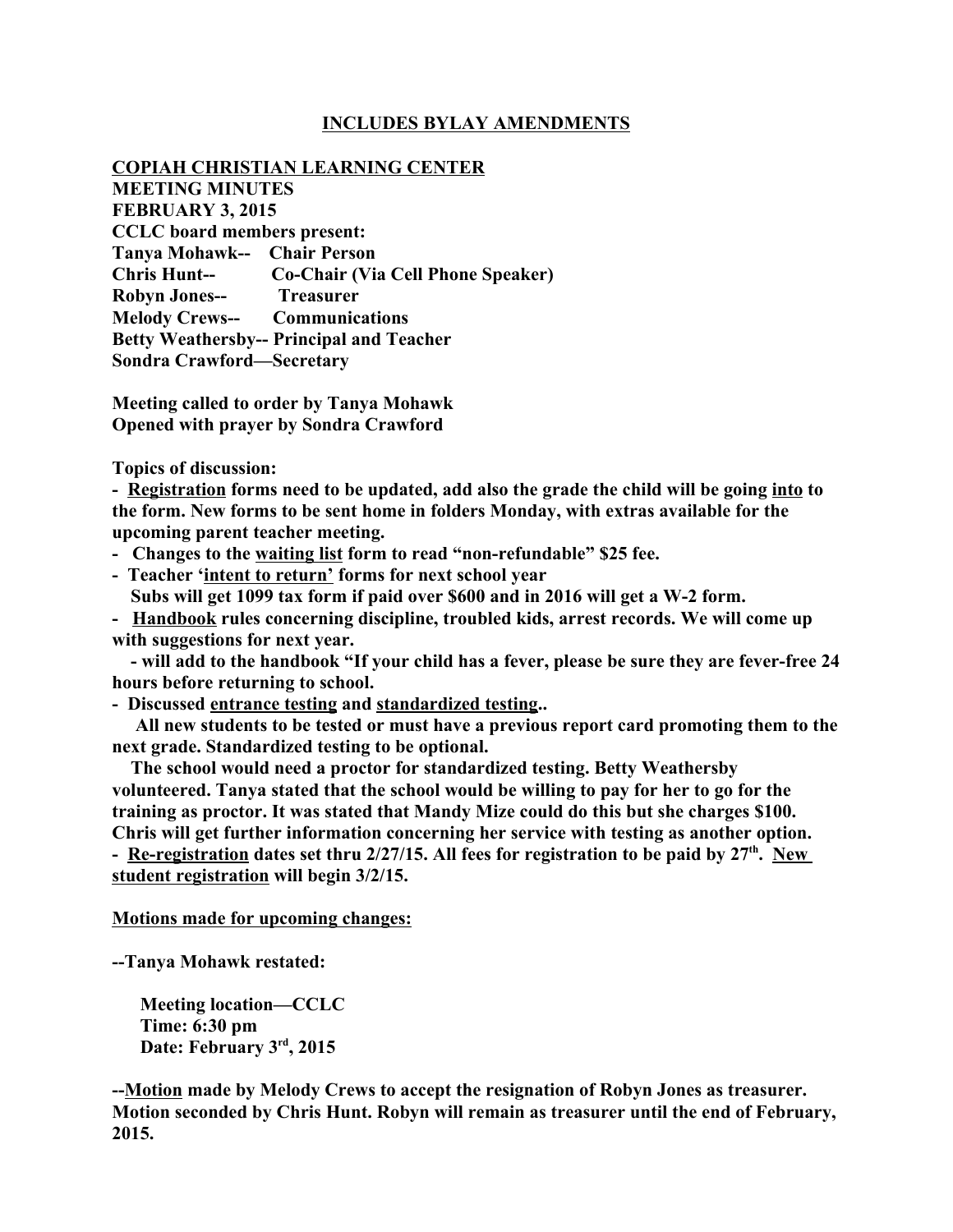## INCLUDES BYLAY AMENDMENTS

**COPIAH CHRISTIAN LEARNING CENTER**
**MEETING MINUTES**
**FEBRUARY 3, 2015**
**CCLC board members present:**
**Tanya Mohawk-- Chair Person**
**Chris Hunt-- Co-Chair (Via Cell Phone Speaker)**
**Robyn Jones-- Treasurer**
**Melody Crews-- Communications**
**Betty Weathersby-- Principal and Teacher**
**Sondra Crawford—Secretary**

**Meeting called to order by Tanya Mohawk**
**Opened with prayer by Sondra Crawford**

**Topics of discussion:**

**- Registration forms need to be updated, add also the grade the child will be going into to the form. New forms to be sent home in folders Monday, with extras available for the upcoming parent teacher meeting.**

**- Changes to the waiting list form to read "non-refundable" $25 fee.**

**- Teacher 'intent to return' forms for next school year**
**Subs will get 1099 tax form if paid over $600 and in 2016 will get a W-2 form.**

**- Handbook rules concerning discipline, troubled kids, arrest records. We will come up with suggestions for next year.**
**- will add to the handbook "If your child has a fever, please be sure they are fever-free 24 hours before returning to school.**

**- Discussed entrance testing and standardized testing..**
**All new students to be tested or must have a previous report card promoting them to the next grade. Standardized testing to be optional.**
**The school would need a proctor for standardized testing. Betty Weathersby volunteered. Tanya stated that the school would be willing to pay for her to go for the training as proctor. It was stated that Mandy Mize could do this but she charges $100. Chris will get further information concerning her service with testing as another option.**

**- Re-registration dates set thru 2/27/15. All fees for registration to be paid by 27th. New student registration will begin 3/2/15.**

**Motions made for upcoming changes:**

**--Tanya Mohawk restated:**

**Meeting location—CCLC**
**Time: 6:30 pm**
**Date: February 3rd, 2015**

**--Motion made by Melody Crews to accept the resignation of Robyn Jones as treasurer. Motion seconded by Chris Hunt. Robyn will remain as treasurer until the end of February, 2015.**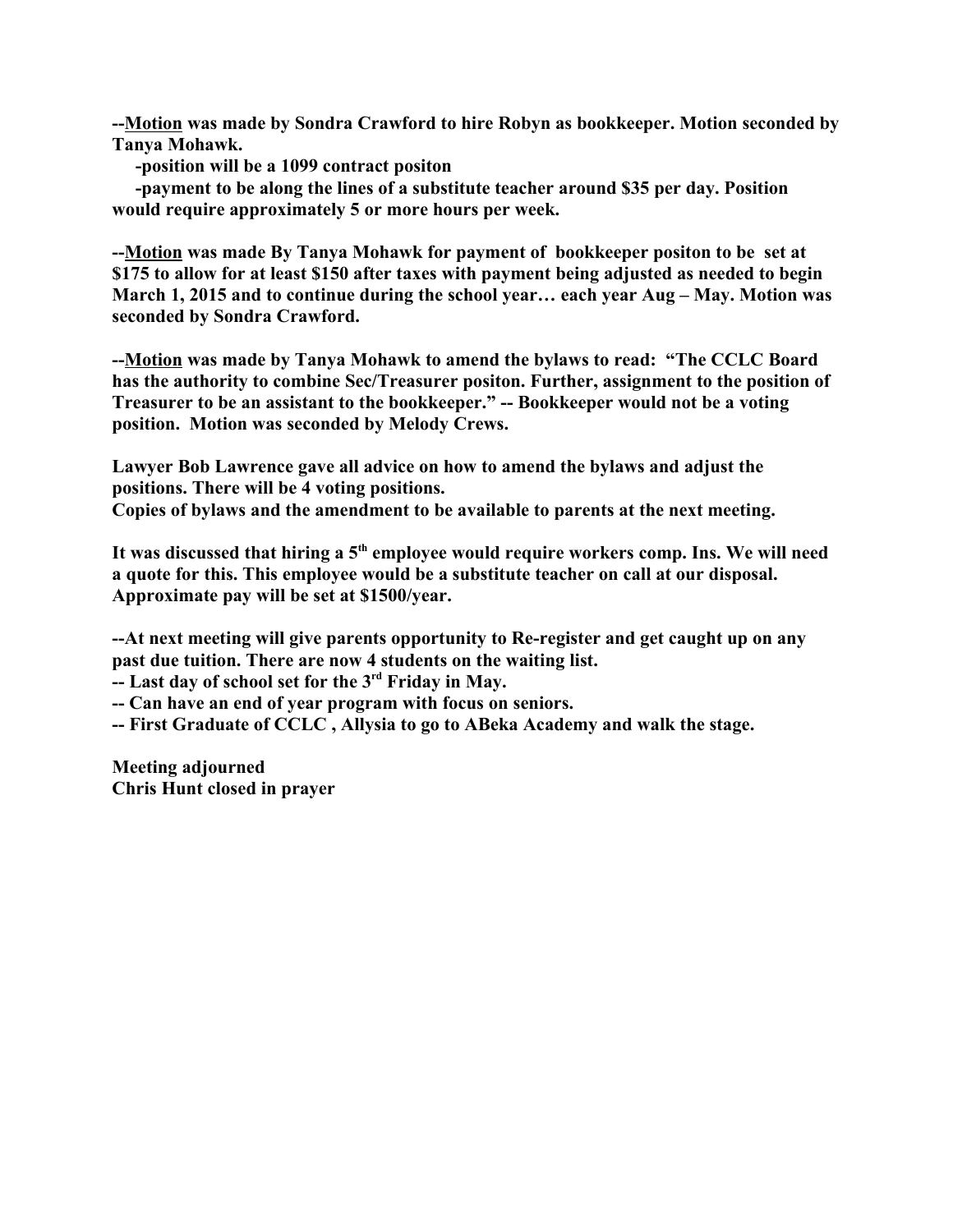**--<u>Motion</u> was made by Sondra Crawford to hire Robyn as bookkeeper. Motion seconded by Tanya Mohawk.**

**-position will be a 1099 contract positon**

**-payment to be along the lines of a substitute teacher around $35 per day. Position would require approximately 5 or more hours per week.**

**--<u>Motion</u> was made By Tanya Mohawk for payment of bookkeeper positon to be set at $175 to allow for at least $150 after taxes with payment being adjusted as needed to begin March 1, 2015 and to continue during the school year… each year Aug – May. Motion was seconded by Sondra Crawford.**

**--<u>Motion</u> was made by Tanya Mohawk to amend the bylaws to read: "The CCLC Board has the authority to combine Sec/Treasurer positon. Further, assignment to the position of Treasurer to be an assistant to the bookkeeper." -- Bookkeeper would not be a voting position. Motion was seconded by Melody Crews.**

**Lawyer Bob Lawrence gave all advice on how to amend the bylaws and adjust the positions. There will be 4 voting positions.**
**Copies of bylaws and the amendment to be available to parents at the next meeting.**

**It was discussed that hiring a 5th employee would require workers comp. Ins. We will need a quote for this. This employee would be a substitute teacher on call at our disposal. Approximate pay will be set at $1500/year.**

**--At next meeting will give parents opportunity to Re-register and get caught up on any past due tuition. There are now 4 students on the waiting list.**
**-- Last day of school set for the 3rd Friday in May.**
**-- Can have an end of year program with focus on seniors.**
**-- First Graduate of CCLC , Allysia to go to ABeka Academy and walk the stage.**

**Meeting adjourned**
**Chris Hunt closed in prayer**